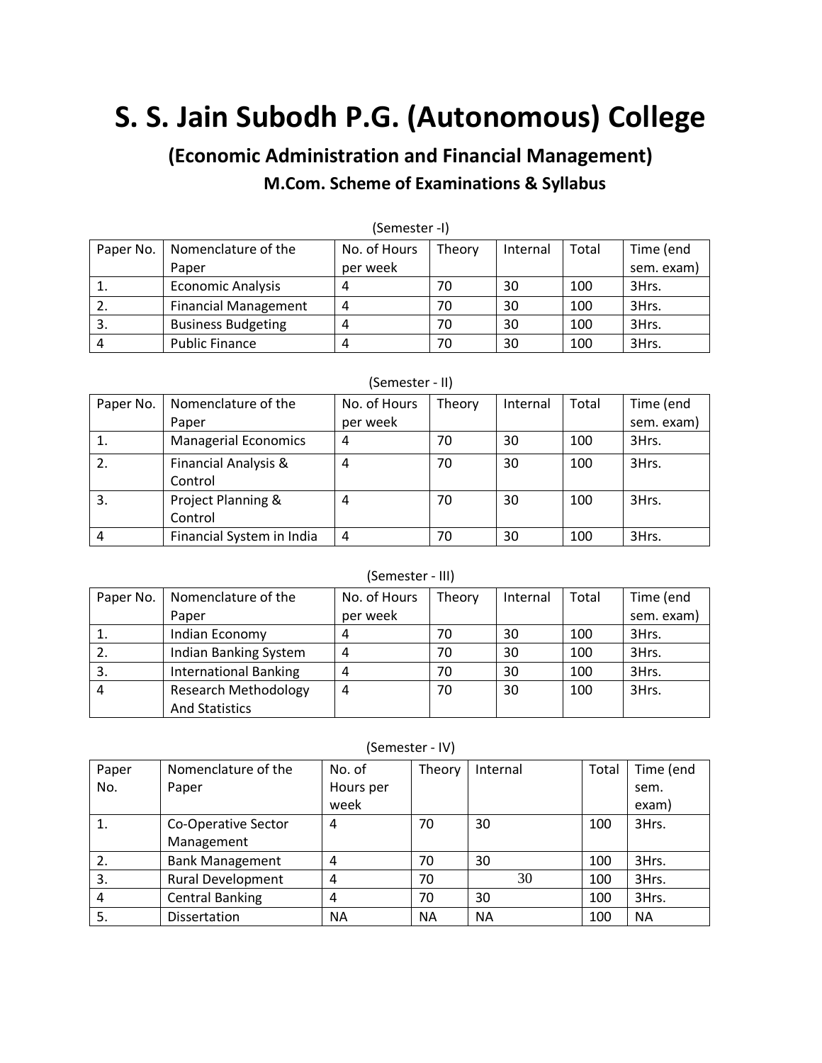# S. S. Jain Subodh P.G. (Autonomous) College

## (Economic Administration and Financial Management)

### M.Com. Scheme of Examinations & Syllabus

(Semester -I)

| Paper No. | Nomenclature of the Paper | No. of Hours per week | Theory | Internal | Total | Time (end sem. exam) |
|---|---|---|---|---|---|---|
| 1. | Economic Analysis | 4 | 70 | 30 | 100 | 3Hrs. |
| 2. | Financial Management | 4 | 70 | 30 | 100 | 3Hrs. |
| 3. | Business Budgeting | 4 | 70 | 30 | 100 | 3Hrs. |
| 4 | Public Finance | 4 | 70 | 30 | 100 | 3Hrs. |

(Semester - II)

| Paper No. | Nomenclature of the Paper | No. of Hours per week | Theory | Internal | Total | Time (end sem. exam) |
|---|---|---|---|---|---|---|
| 1. | Managerial Economics | 4 | 70 | 30 | 100 | 3Hrs. |
| 2. | Financial Analysis & Control | 4 | 70 | 30 | 100 | 3Hrs. |
| 3. | Project Planning & Control | 4 | 70 | 30 | 100 | 3Hrs. |
| 4 | Financial System in India | 4 | 70 | 30 | 100 | 3Hrs. |

(Semester - III)

| Paper No. | Nomenclature of the Paper | No. of Hours per week | Theory | Internal | Total | Time (end sem. exam) |
|---|---|---|---|---|---|---|
| 1. | Indian Economy | 4 | 70 | 30 | 100 | 3Hrs. |
| 2. | Indian Banking System | 4 | 70 | 30 | 100 | 3Hrs. |
| 3. | International Banking | 4 | 70 | 30 | 100 | 3Hrs. |
| 4 | Research Methodology And Statistics | 4 | 70 | 30 | 100 | 3Hrs. |

(Semester - IV)

| Paper No. | Nomenclature of the Paper | No. of Hours per week | Theory | Internal | Total | Time (end sem. exam) |
|---|---|---|---|---|---|---|
| 1. | Co-Operative Sector Management | 4 | 70 | 30 | 100 | 3Hrs. |
| 2. | Bank Management | 4 | 70 | 30 | 100 | 3Hrs. |
| 3. | Rural Development | 4 | 70 | 30 | 100 | 3Hrs. |
| 4 | Central Banking | 4 | 70 | 30 | 100 | 3Hrs. |
| 5. | Dissertation | NA | NA | NA | 100 | NA |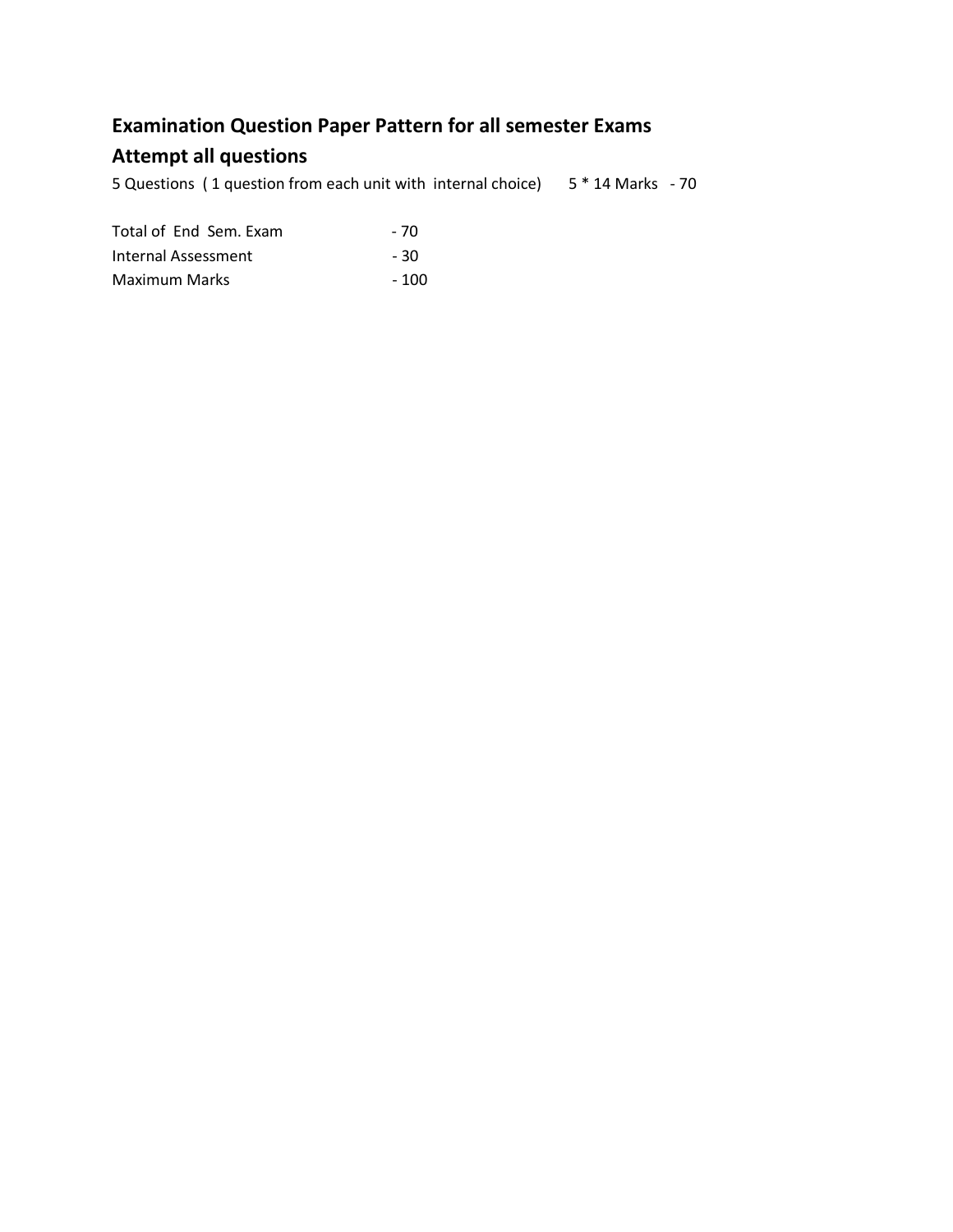## Examination Question Paper Pattern for all semester Exams

## Attempt all questions

5 Questions ( 1 question from each unit with internal choice) 5 * 14 Marks - 70

| | |
|---|---|
| Total of End Sem. Exam | - 70 |
| Internal Assessment | - 30 |
| Maximum Marks | - 100 |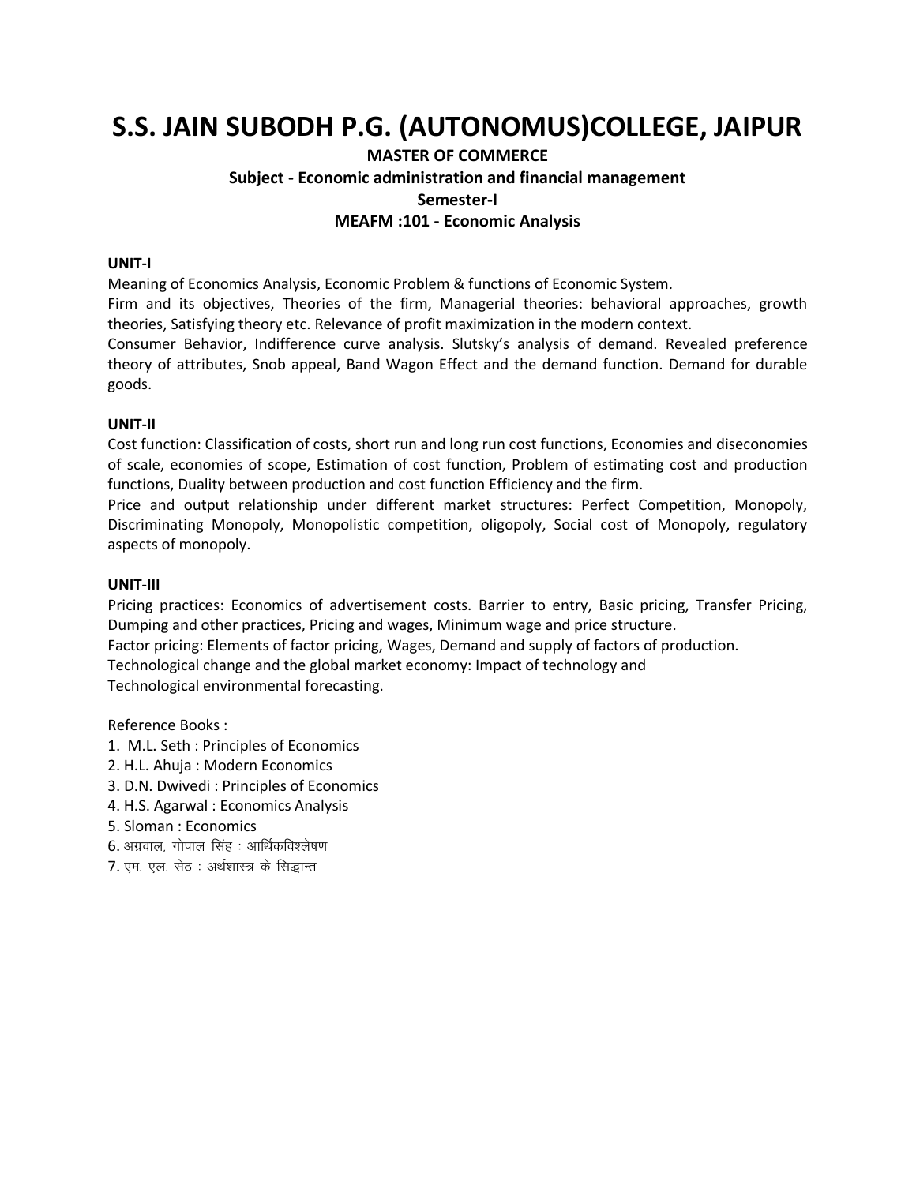# S.S. JAIN SUBODH P.G. (AUTONOMUS)COLLEGE, JAIPUR

**MASTER OF COMMERCE**

**Subject - Economic administration and financial management**

**Semester-I**

**MEAFM :101 - Economic Analysis**

**UNIT-I**

Meaning of Economics Analysis, Economic Problem & functions of Economic System.

Firm and its objectives, Theories of the firm, Managerial theories: behavioral approaches, growth theories, Satisfying theory etc. Relevance of profit maximization in the modern context.

Consumer Behavior, Indifference curve analysis. Slutsky's analysis of demand. Revealed preference theory of attributes, Snob appeal, Band Wagon Effect and the demand function. Demand for durable goods.

**UNIT-II**

Cost function: Classification of costs, short run and long run cost functions, Economies and diseconomies of scale, economies of scope, Estimation of cost function, Problem of estimating cost and production functions, Duality between production and cost function Efficiency and the firm.

Price and output relationship under different market structures: Perfect Competition, Monopoly, Discriminating Monopoly, Monopolistic competition, oligopoly, Social cost of Monopoly, regulatory aspects of monopoly.

**UNIT-III**

Pricing practices: Economics of advertisement costs. Barrier to entry, Basic pricing, Transfer Pricing, Dumping and other practices, Pricing and wages, Minimum wage and price structure.

Factor pricing: Elements of factor pricing, Wages, Demand and supply of factors of production.

Technological change and the global market economy: Impact of technology and

Technological environmental forecasting.

Reference Books :

1. M.L. Seth : Principles of Economics
2. H.L. Ahuja : Modern Economics
3. D.N. Dwivedi : Principles of Economics
4. H.S. Agarwal : Economics Analysis
5. Sloman : Economics
6. अग्रवाल, गोपाल सिंह : आर्थिकविश्लेषण
7. एम. एल. सेठ : अर्थशास्त्र के सिद्धान्त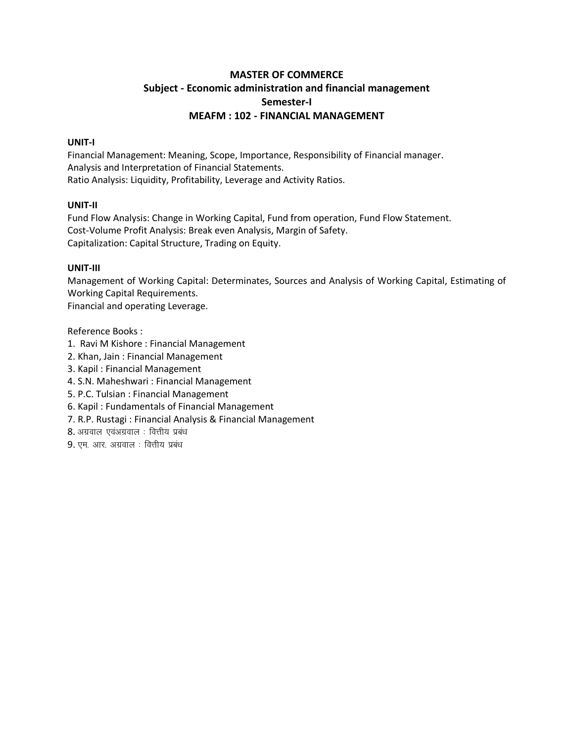# MASTER OF COMMERCE
## Subject - Economic administration and financial management
## Semester-I
## MEAFM : 102 - FINANCIAL MANAGEMENT

**UNIT-I**

Financial Management: Meaning, Scope, Importance, Responsibility of Financial manager.
Analysis and Interpretation of Financial Statements.
Ratio Analysis: Liquidity, Profitability, Leverage and Activity Ratios.

**UNIT-II**

Fund Flow Analysis: Change in Working Capital, Fund from operation, Fund Flow Statement.
Cost-Volume Profit Analysis: Break even Analysis, Margin of Safety.
Capitalization: Capital Structure, Trading on Equity.

**UNIT-III**

Management of Working Capital: Determinates, Sources and Analysis of Working Capital, Estimating of Working Capital Requirements.
Financial and operating Leverage.

Reference Books :

1. Ravi M Kishore : Financial Management
2. Khan, Jain : Financial Management
3. Kapil : Financial Management
4. S.N. Maheshwari : Financial Management
5. P.C. Tulsian : Financial Management
6. Kapil : Fundamentals of Financial Management
7. R.P. Rustagi : Financial Analysis & Financial Management
8. अग्रवाल एवंअग्रवाल : वित्तीय प्रबंध
9. एम. आर. अग्रवाल : वित्तीय प्रबंध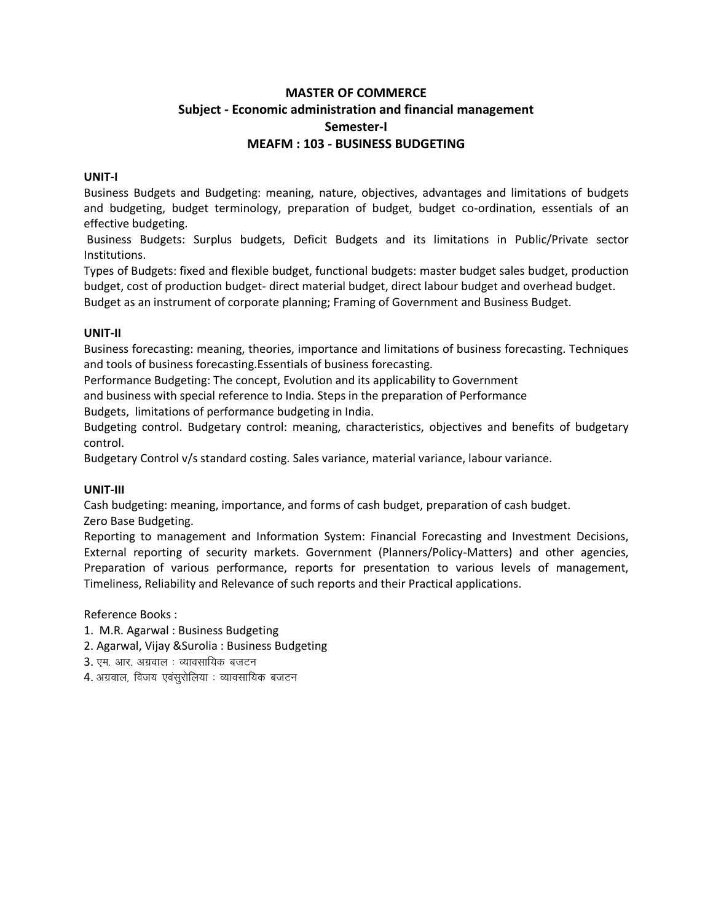**MASTER OF COMMERCE**

**Subject - Economic administration and financial management**

**Semester-I**

**MEAFM : 103 - BUSINESS BUDGETING**

**UNIT-I**

Business Budgets and Budgeting: meaning, nature, objectives, advantages and limitations of budgets and budgeting, budget terminology, preparation of budget, budget co-ordination, essentials of an effective budgeting.

Business Budgets: Surplus budgets, Deficit Budgets and its limitations in Public/Private sector Institutions.

Types of Budgets: fixed and flexible budget, functional budgets: master budget sales budget, production budget, cost of production budget- direct material budget, direct labour budget and overhead budget.

Budget as an instrument of corporate planning; Framing of Government and Business Budget.

**UNIT-II**

Business forecasting: meaning, theories, importance and limitations of business forecasting. Techniques and tools of business forecasting.Essentials of business forecasting.

Performance Budgeting: The concept, Evolution and its applicability to Government and business with special reference to India. Steps in the preparation of Performance Budgets, limitations of performance budgeting in India.

Budgeting control. Budgetary control: meaning, characteristics, objectives and benefits of budgetary control.

Budgetary Control v/s standard costing. Sales variance, material variance, labour variance.

**UNIT-III**

Cash budgeting: meaning, importance, and forms of cash budget, preparation of cash budget.

Zero Base Budgeting.

Reporting to management and Information System: Financial Forecasting and Investment Decisions, External reporting of security markets. Government (Planners/Policy-Matters) and other agencies, Preparation of various performance, reports for presentation to various levels of management, Timeliness, Reliability and Relevance of such reports and their Practical applications.

Reference Books :

1. M.R. Agarwal : Business Budgeting
2. Agarwal, Vijay &Surolia : Business Budgeting
3. एम. आर. अग्रवाल : व्यावसायिक बजटन
4. अग्रवाल, विजय एवंसुरोलिया : व्यावसायिक बजटन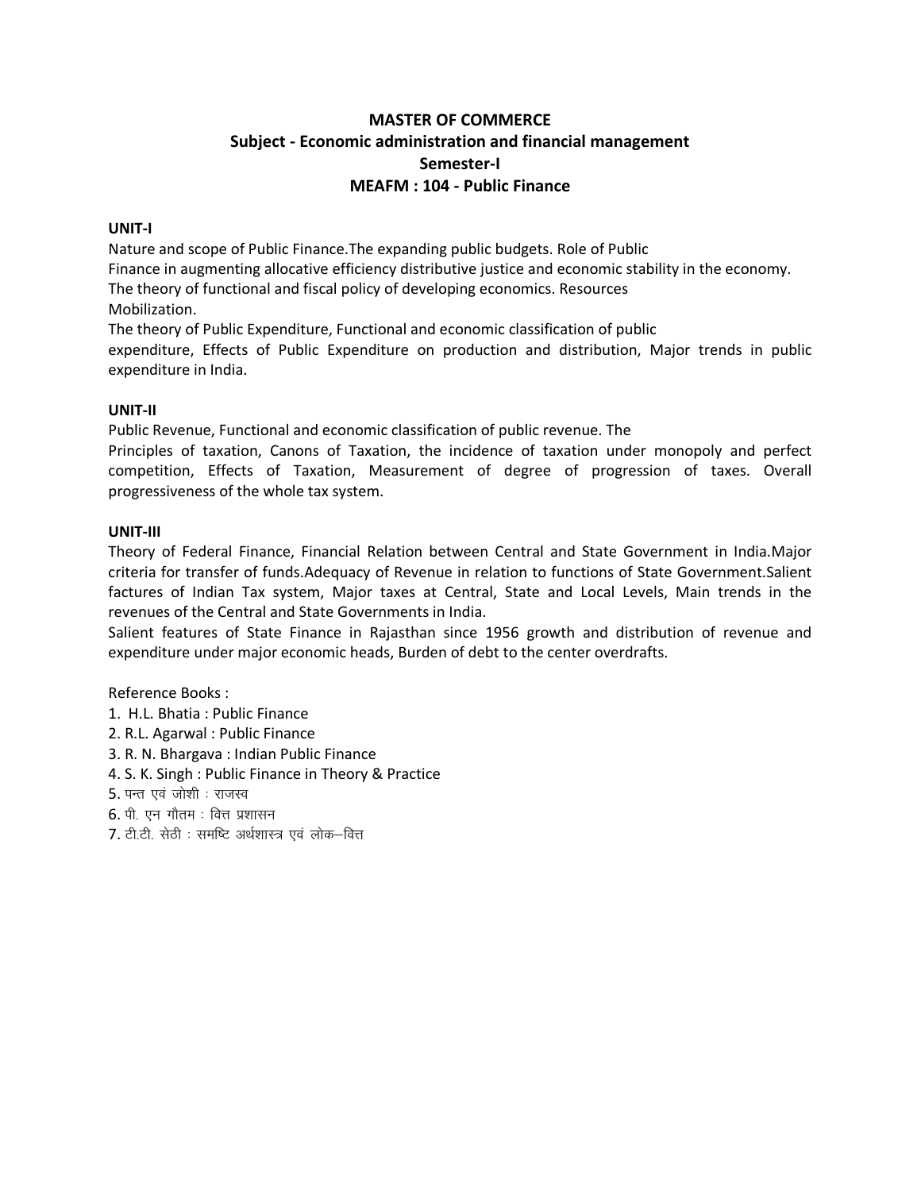# MASTER OF COMMERCE

## Subject - Economic administration and financial management

## Semester-I

## MEAFM : 104 - Public Finance

**UNIT-I**

Nature and scope of Public Finance.The expanding public budgets. Role of Public Finance in augmenting allocative efficiency distributive justice and economic stability in the economy. The theory of functional and fiscal policy of developing economics. Resources Mobilization.

The theory of Public Expenditure, Functional and economic classification of public expenditure, Effects of Public Expenditure on production and distribution, Major trends in public expenditure in India.

**UNIT-II**

Public Revenue, Functional and economic classification of public revenue. The Principles of taxation, Canons of Taxation, the incidence of taxation under monopoly and perfect competition, Effects of Taxation, Measurement of degree of progression of taxes. Overall progressiveness of the whole tax system.

**UNIT-III**

Theory of Federal Finance, Financial Relation between Central and State Government in India.Major criteria for transfer of funds.Adequacy of Revenue in relation to functions of State Government.Salient factures of Indian Tax system, Major taxes at Central, State and Local Levels, Main trends in the revenues of the Central and State Governments in India.

Salient features of State Finance in Rajasthan since 1956 growth and distribution of revenue and expenditure under major economic heads, Burden of debt to the center overdrafts.

Reference Books :

1. H.L. Bhatia : Public Finance
2. R.L. Agarwal : Public Finance
3. R. N. Bhargava : Indian Public Finance
4. S. K. Singh : Public Finance in Theory & Practice
5. पन्त एवं जोशी : राजस्व
6. पी. एन गौतम : वित्त प्रशासन
7. टी.टी. सेठी : समष्टि अर्थशास्त्र एवं लोक–वित्त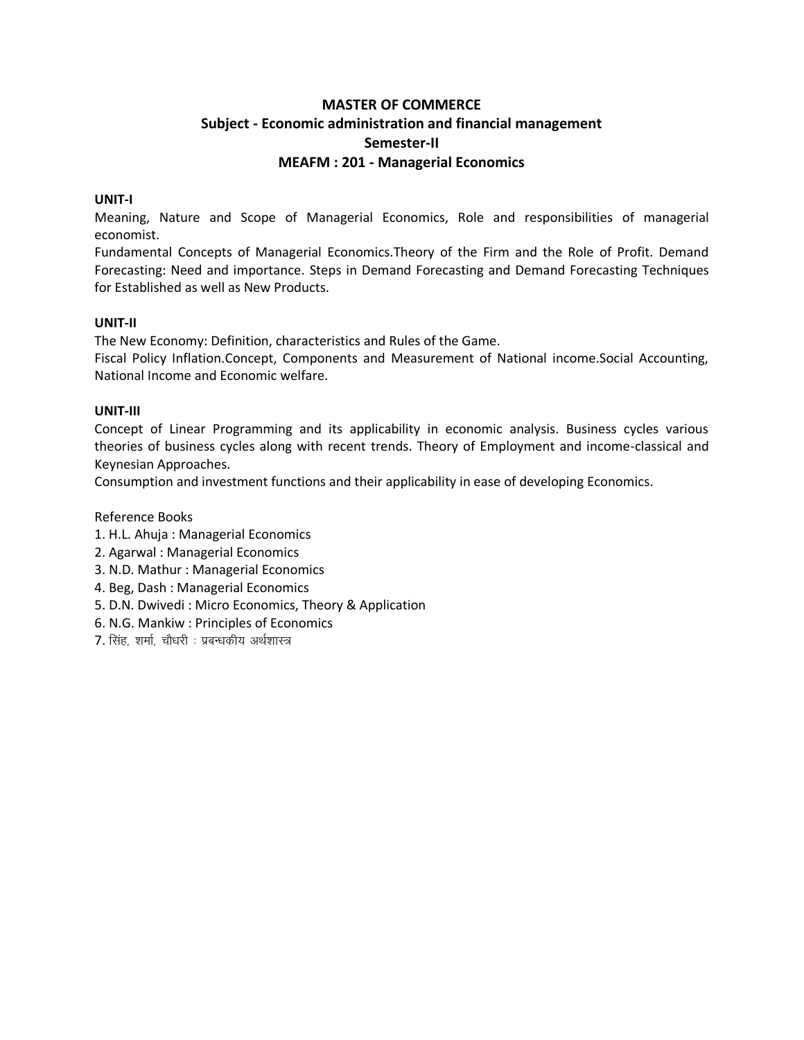# MASTER OF COMMERCE

## Subject - Economic administration and financial management

## Semester-II

## MEAFM : 201 - Managerial Economics

**UNIT-I**

Meaning, Nature and Scope of Managerial Economics, Role and responsibilities of managerial economist.

Fundamental Concepts of Managerial Economics.Theory of the Firm and the Role of Profit. Demand Forecasting: Need and importance. Steps in Demand Forecasting and Demand Forecasting Techniques for Established as well as New Products.

**UNIT-II**

The New Economy: Definition, characteristics and Rules of the Game.

Fiscal Policy Inflation.Concept, Components and Measurement of National income.Social Accounting, National Income and Economic welfare.

**UNIT-III**

Concept of Linear Programming and its applicability in economic analysis. Business cycles various theories of business cycles along with recent trends. Theory of Employment and income-classical and Keynesian Approaches.

Consumption and investment functions and their applicability in ease of developing Economics.

Reference Books

1. H.L. Ahuja : Managerial Economics
2. Agarwal : Managerial Economics
3. N.D. Mathur : Managerial Economics
4. Beg, Dash : Managerial Economics
5. D.N. Dwivedi : Micro Economics, Theory & Application
6. N.G. Mankiw : Principles of Economics
7. सिंह, शर्मा, चौधरी : प्रबन्धकीय अर्थशास्त्र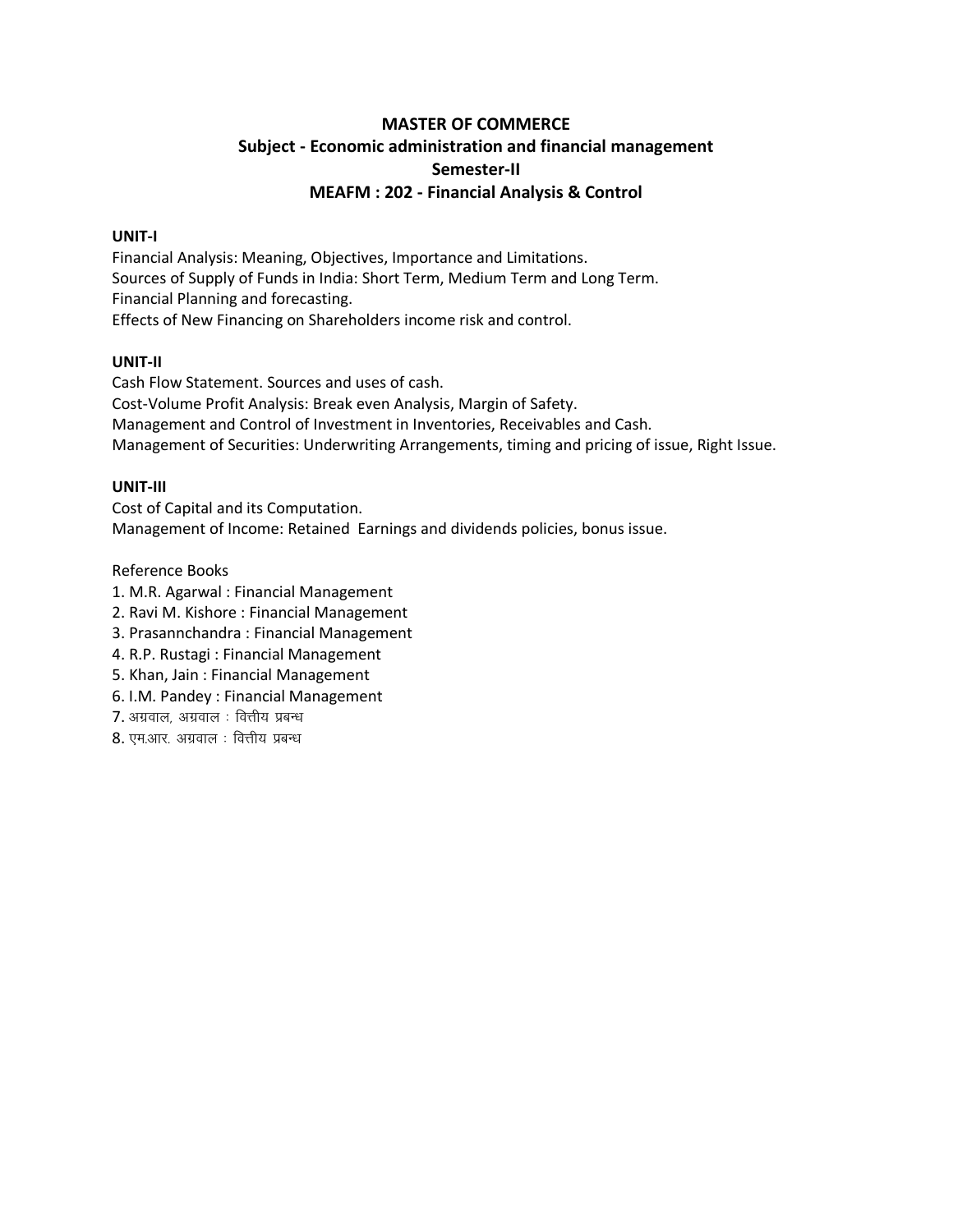# MASTER OF COMMERCE

## Subject - Economic administration and financial management

## Semester-II

## MEAFM : 202 - Financial Analysis & Control

**UNIT-I**

Financial Analysis: Meaning, Objectives, Importance and Limitations.
Sources of Supply of Funds in India: Short Term, Medium Term and Long Term.
Financial Planning and forecasting.
Effects of New Financing on Shareholders income risk and control.

**UNIT-II**

Cash Flow Statement. Sources and uses of cash.
Cost-Volume Profit Analysis: Break even Analysis, Margin of Safety.
Management and Control of Investment in Inventories, Receivables and Cash.
Management of Securities: Underwriting Arrangements, timing and pricing of issue, Right Issue.

**UNIT-III**

Cost of Capital and its Computation.
Management of Income: Retained Earnings and dividends policies, bonus issue.

Reference Books

1. M.R. Agarwal : Financial Management
2. Ravi M. Kishore : Financial Management
3. Prasannchandra : Financial Management
4. R.P. Rustagi : Financial Management
5. Khan, Jain : Financial Management
6. I.M. Pandey : Financial Management
7. अग्रवाल, अग्रवाल : वित्तीय प्रबन्ध
8. एम.आर. अग्रवाल : वित्तीय प्रबन्ध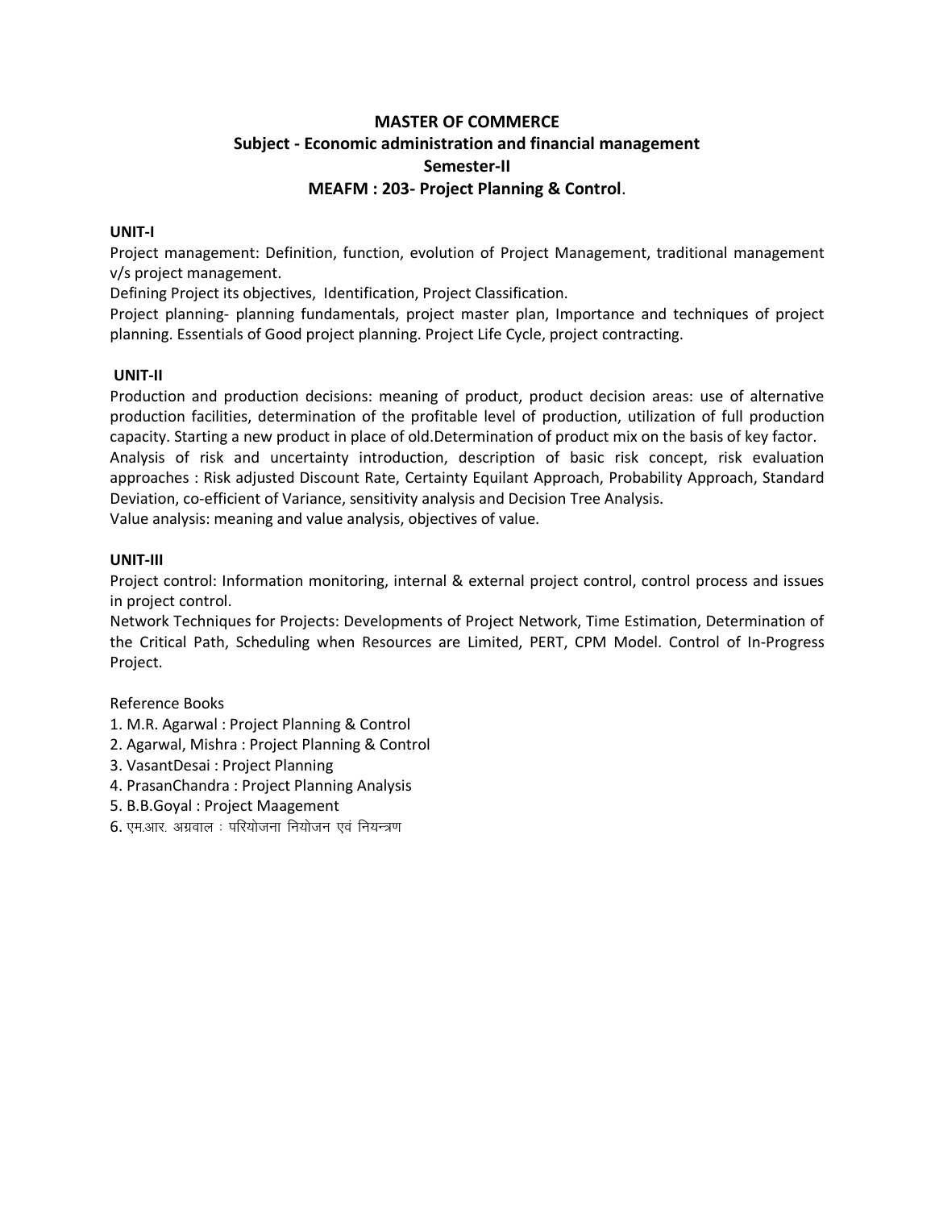# MASTER OF COMMERCE

## Subject - Economic administration and financial management

## Semester-II

## MEAFM : 203- Project Planning & Control.

**UNIT-I**

Project management: Definition, function, evolution of Project Management, traditional management v/s project management.

Defining Project its objectives, Identification, Project Classification.

Project planning- planning fundamentals, project master plan, Importance and techniques of project planning. Essentials of Good project planning. Project Life Cycle, project contracting.

**UNIT-II**

Production and production decisions: meaning of product, product decision areas: use of alternative production facilities, determination of the profitable level of production, utilization of full production capacity. Starting a new product in place of old.Determination of product mix on the basis of key factor.

Analysis of risk and uncertainty introduction, description of basic risk concept, risk evaluation approaches : Risk adjusted Discount Rate, Certainty Equilant Approach, Probability Approach, Standard Deviation, co-efficient of Variance, sensitivity analysis and Decision Tree Analysis.

Value analysis: meaning and value analysis, objectives of value.

**UNIT-III**

Project control: Information monitoring, internal & external project control, control process and issues in project control.

Network Techniques for Projects: Developments of Project Network, Time Estimation, Determination of the Critical Path, Scheduling when Resources are Limited, PERT, CPM Model. Control of In-Progress Project.

Reference Books

1. M.R. Agarwal : Project Planning & Control
2. Agarwal, Mishra : Project Planning & Control
3. VasantDesai : Project Planning
4. PrasanChandra : Project Planning Analysis
5. B.B.Goyal : Project Maagement
6. एम.आर. अग्रवाल : परियोजना नियोजन एवं नियन्त्रण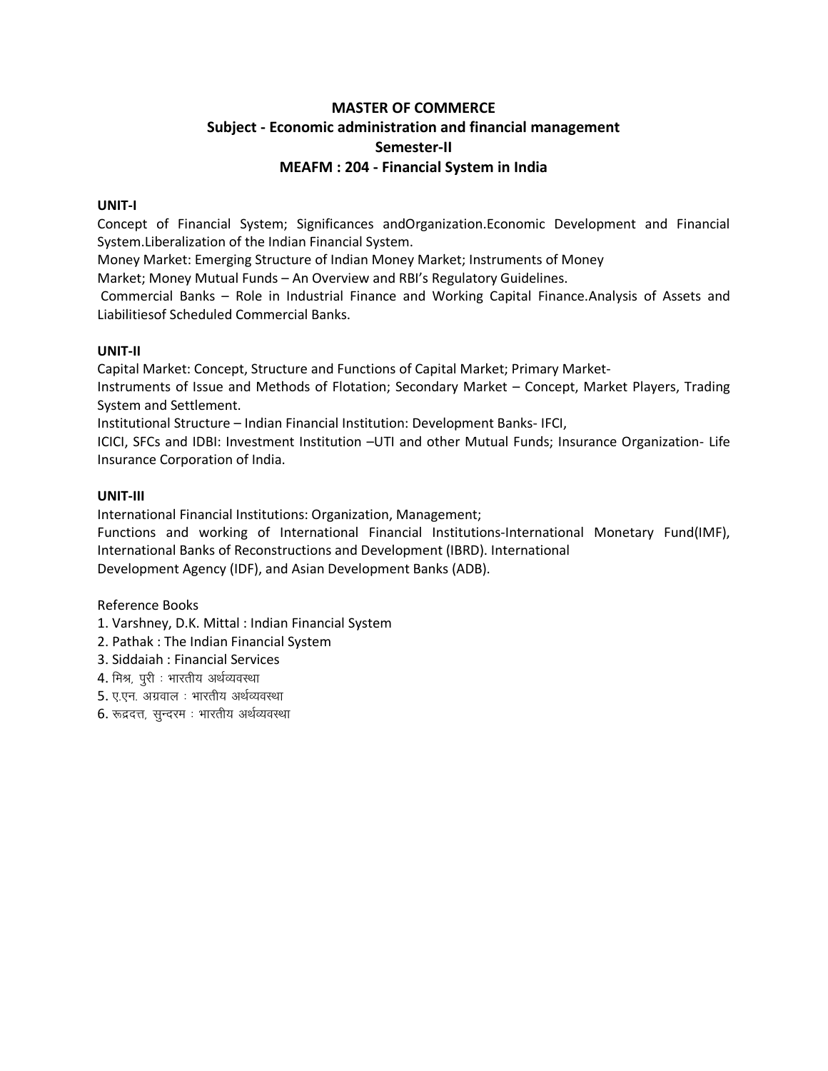**MASTER OF COMMERCE**

**Subject - Economic administration and financial management**

**Semester-II**

**MEAFM : 204 - Financial System in India**

**UNIT-I**

Concept of Financial System; Significances andOrganization.Economic Development and Financial System.Liberalization of the Indian Financial System.

Money Market: Emerging Structure of Indian Money Market; Instruments of Money Market; Money Mutual Funds – An Overview and RBI's Regulatory Guidelines.

Commercial Banks – Role in Industrial Finance and Working Capital Finance.Analysis of Assets and Liabilitiesof Scheduled Commercial Banks.

**UNIT-II**

Capital Market: Concept, Structure and Functions of Capital Market; Primary Market-
Instruments of Issue and Methods of Flotation; Secondary Market – Concept, Market Players, Trading System and Settlement.

Institutional Structure – Indian Financial Institution: Development Banks- IFCI, ICICI, SFCs and IDBI: Investment Institution –UTI and other Mutual Funds; Insurance Organization- Life Insurance Corporation of India.

**UNIT-III**

International Financial Institutions: Organization, Management;
Functions and working of International Financial Institutions-International Monetary Fund(IMF), International Banks of Reconstructions and Development (IBRD). International Development Agency (IDF), and Asian Development Banks (ADB).

Reference Books

1. Varshney, D.K. Mittal : Indian Financial System
2. Pathak : The Indian Financial System
3. Siddaiah : Financial Services
4. मिश्र, पुरी : भारतीय अर्थव्यवस्था
5. ए.एन. अग्रवाल : भारतीय अर्थव्यवस्था
6. रूद्रदत्त, सुन्दरम : भारतीय अर्थव्यवस्था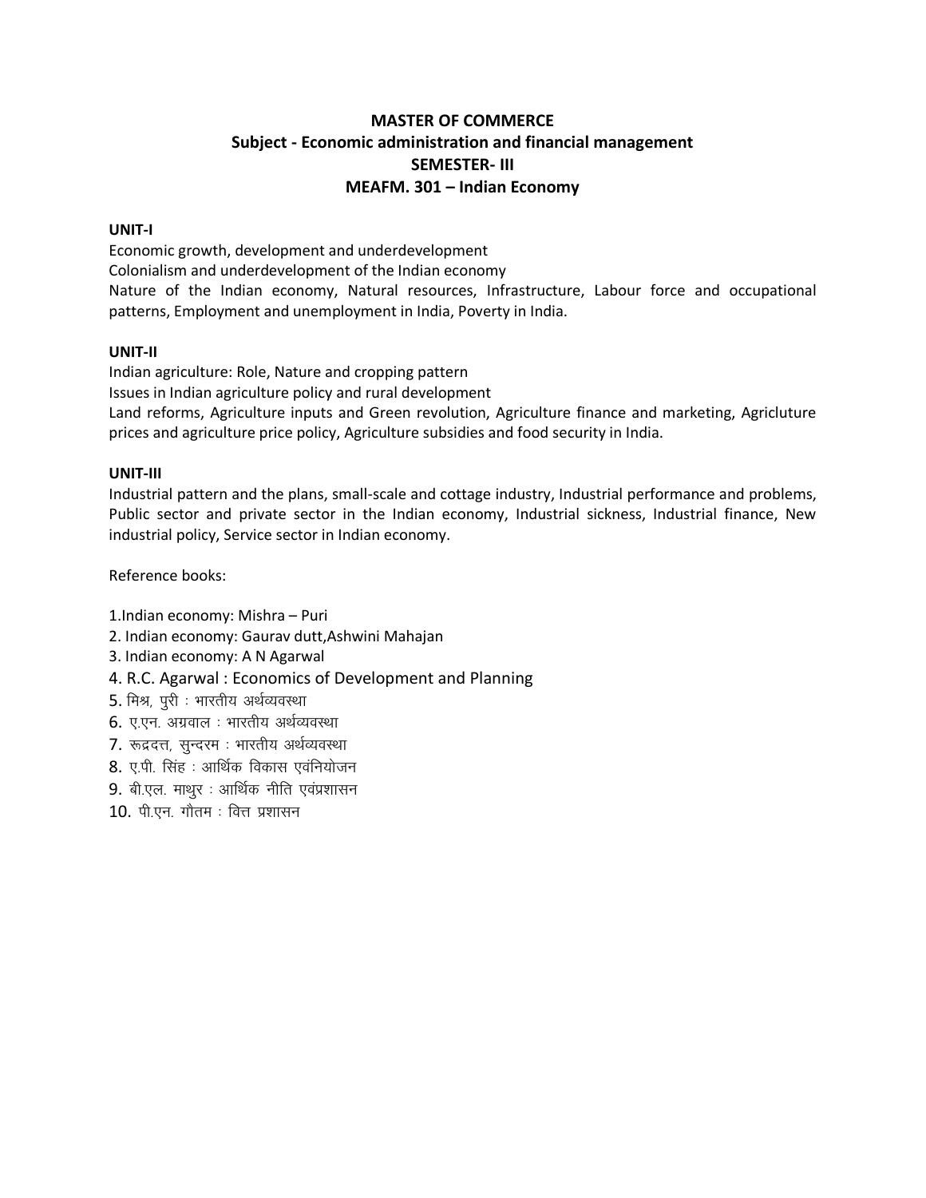# MASTER OF COMMERCE
## Subject - Economic administration and financial management
## SEMESTER- III
## MEAFM. 301 – Indian Economy

**UNIT-I**

Economic growth, development and underdevelopment
Colonialism and underdevelopment of the Indian economy
Nature of the Indian economy, Natural resources, Infrastructure, Labour force and occupational patterns, Employment and unemployment in India, Poverty in India.

**UNIT-II**

Indian agriculture: Role, Nature and cropping pattern
Issues in Indian agriculture policy and rural development
Land reforms, Agriculture inputs and Green revolution, Agriculture finance and marketing, Agricluture prices and agriculture price policy, Agriculture subsidies and food security in India.

**UNIT-III**

Industrial pattern and the plans, small-scale and cottage industry, Industrial performance and problems, Public sector and private sector in the Indian economy, Industrial sickness, Industrial finance, New industrial policy, Service sector in Indian economy.

Reference books:

1.Indian economy: Mishra – Puri
2. Indian economy: Gaurav dutt,Ashwini Mahajan
3. Indian economy: A N Agarwal
4. R.C. Agarwal : Economics of Development and Planning
5. मिश्र, पुरी : भारतीय अर्थव्यवस्था
6. ए.एन. अग्रवाल : भारतीय अर्थव्यवस्था
7. रूद्रदत्त, सुन्दरम : भारतीय अर्थव्यवस्था
8. ए.पी. सिंह : आर्थिक विकास एवंनियोजन
9. बी.एल. माथुर : आर्थिक नीति एवंप्रशासन
10. पी.एन. गौतम : वित्त प्रशासन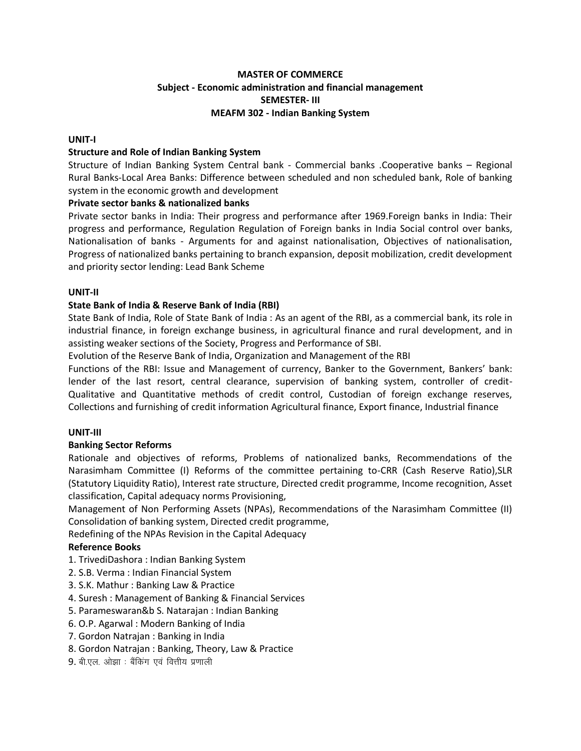**MASTER OF COMMERCE**
**Subject - Economic administration and financial management**
**SEMESTER- III**
**MEAFM 302 - Indian Banking System**

**UNIT-I**

**Structure and Role of Indian Banking System**

Structure of Indian Banking System Central bank - Commercial banks .Cooperative banks – Regional Rural Banks-Local Area Banks: Difference between scheduled and non scheduled bank, Role of banking system in the economic growth and development

**Private sector banks & nationalized banks**

Private sector banks in India: Their progress and performance after 1969.Foreign banks in India: Their progress and performance, Regulation Regulation of Foreign banks in India Social control over banks, Nationalisation of banks - Arguments for and against nationalisation, Objectives of nationalisation, Progress of nationalized banks pertaining to branch expansion, deposit mobilization, credit development and priority sector lending: Lead Bank Scheme

**UNIT-II**

**State Bank of India & Reserve Bank of India (RBI)**

State Bank of India, Role of State Bank of India : As an agent of the RBI, as a commercial bank, its role in industrial finance, in foreign exchange business, in agricultural finance and rural development, and in assisting weaker sections of the Society, Progress and Performance of SBI.

Evolution of the Reserve Bank of India, Organization and Management of the RBI

Functions of the RBI: Issue and Management of currency, Banker to the Government, Bankers' bank: lender of the last resort, central clearance, supervision of banking system, controller of credit-Qualitative and Quantitative methods of credit control, Custodian of foreign exchange reserves, Collections and furnishing of credit information Agricultural finance, Export finance, Industrial finance

**UNIT-III**

**Banking Sector Reforms**

Rationale and objectives of reforms, Problems of nationalized banks, Recommendations of the Narasimham Committee (I) Reforms of the committee pertaining to-CRR (Cash Reserve Ratio),SLR (Statutory Liquidity Ratio), Interest rate structure, Directed credit programme, Income recognition, Asset classification, Capital adequacy norms Provisioning,

Management of Non Performing Assets (NPAs), Recommendations of the Narasimham Committee (II) Consolidation of banking system, Directed credit programme,

Redefining of the NPAs Revision in the Capital Adequacy

**Reference Books**

1. TrivediDashora : Indian Banking System
2. S.B. Verma : Indian Financial System
3. S.K. Mathur : Banking Law & Practice
4. Suresh : Management of Banking & Financial Services
5. Parameswaran&b S. Natarajan : Indian Banking
6. O.P. Agarwal : Modern Banking of India
7. Gordon Natrajan : Banking in India
8. Gordon Natrajan : Banking, Theory, Law & Practice
9. बी.एल. ओझा : बैंकिंग एवं वित्तीय प्रणाली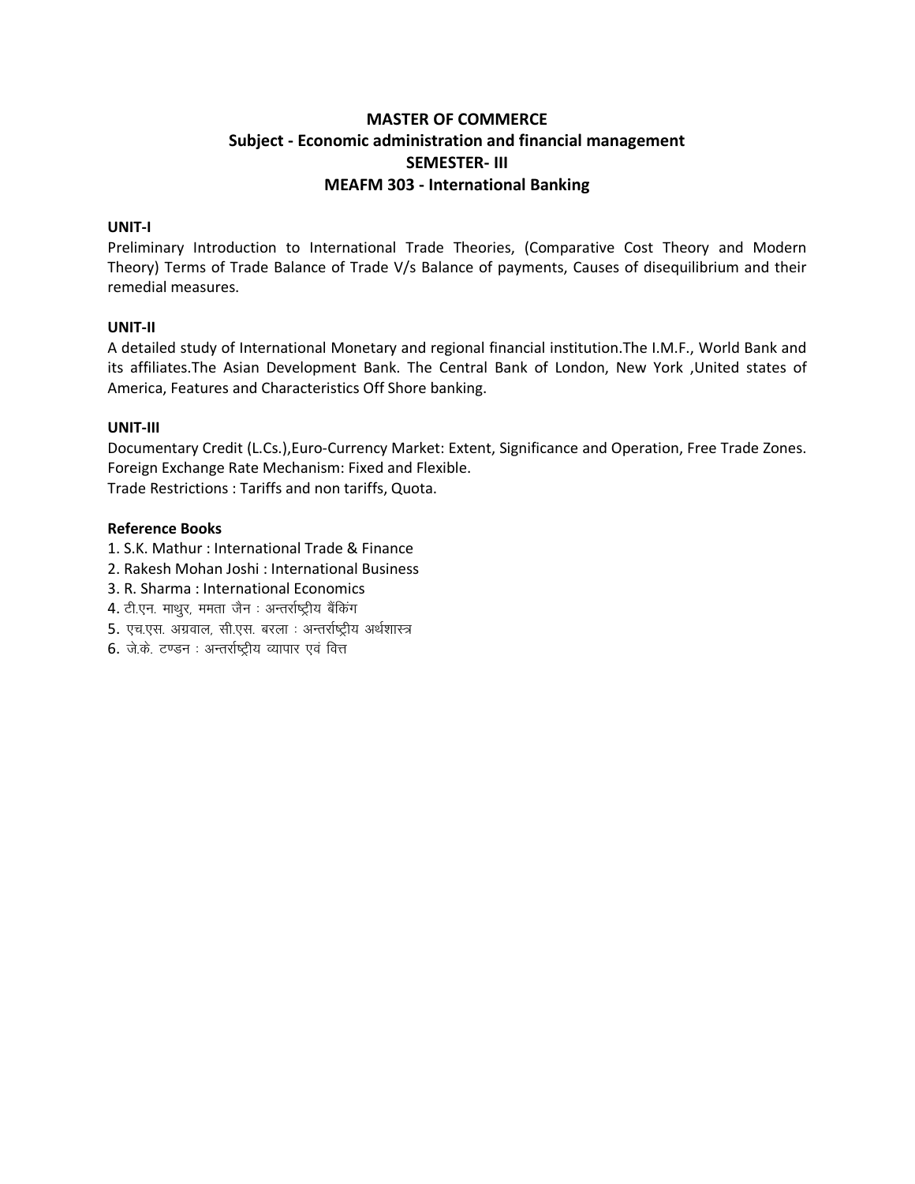# MASTER OF COMMERCE

## Subject - Economic administration and financial management

## SEMESTER- III

## MEAFM 303 - International Banking

**UNIT-I**

Preliminary Introduction to International Trade Theories, (Comparative Cost Theory and Modern Theory) Terms of Trade Balance of Trade V/s Balance of payments, Causes of disequilibrium and their remedial measures.

**UNIT-II**

A detailed study of International Monetary and regional financial institution.The I.M.F., World Bank and its affiliates.The Asian Development Bank. The Central Bank of London, New York ,United states of America, Features and Characteristics Off Shore banking.

**UNIT-III**

Documentary Credit (L.Cs.),Euro-Currency Market: Extent, Significance and Operation, Free Trade Zones.
Foreign Exchange Rate Mechanism: Fixed and Flexible.
Trade Restrictions : Tariffs and non tariffs, Quota.

**Reference Books**

1. S.K. Mathur : International Trade & Finance
2. Rakesh Mohan Joshi : International Business
3. R. Sharma : International Economics
4. टी.एन. माथुर, ममता जैन : अन्तर्राष्ट्रीय बैंकिंग
5. एच.एस. अग्रवाल, सी.एस. बरला : अन्तर्राष्ट्रीय अर्थशास्त्र
6. जे.के. टण्डन : अन्तर्राष्ट्रीय व्यापार एवं वित्त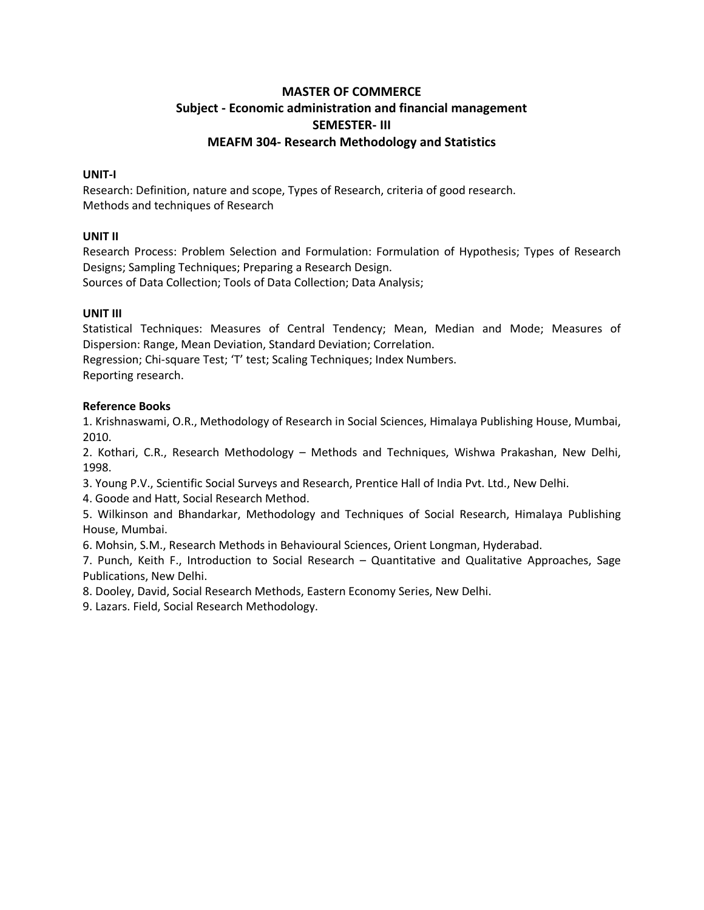# MASTER OF COMMERCE
## Subject - Economic administration and financial management
## SEMESTER- III
## MEAFM 304- Research Methodology and Statistics

**UNIT-I**

Research: Definition, nature and scope, Types of Research, criteria of good research.
Methods and techniques of Research

**UNIT II**

Research Process: Problem Selection and Formulation: Formulation of Hypothesis; Types of Research Designs; Sampling Techniques; Preparing a Research Design.
Sources of Data Collection; Tools of Data Collection; Data Analysis;

**UNIT III**

Statistical Techniques: Measures of Central Tendency; Mean, Median and Mode; Measures of Dispersion: Range, Mean Deviation, Standard Deviation; Correlation.
Regression; Chi-square Test; 'T' test; Scaling Techniques; Index Numbers.
Reporting research.

**Reference Books**

1. Krishnaswami, O.R., Methodology of Research in Social Sciences, Himalaya Publishing House, Mumbai, 2010.
2. Kothari, C.R., Research Methodology – Methods and Techniques, Wishwa Prakashan, New Delhi, 1998.
3. Young P.V., Scientific Social Surveys and Research, Prentice Hall of India Pvt. Ltd., New Delhi.
4. Goode and Hatt, Social Research Method.
5. Wilkinson and Bhandarkar, Methodology and Techniques of Social Research, Himalaya Publishing House, Mumbai.
6. Mohsin, S.M., Research Methods in Behavioural Sciences, Orient Longman, Hyderabad.
7. Punch, Keith F., Introduction to Social Research – Quantitative and Qualitative Approaches, Sage Publications, New Delhi.
8. Dooley, David, Social Research Methods, Eastern Economy Series, New Delhi.
9. Lazars. Field, Social Research Methodology.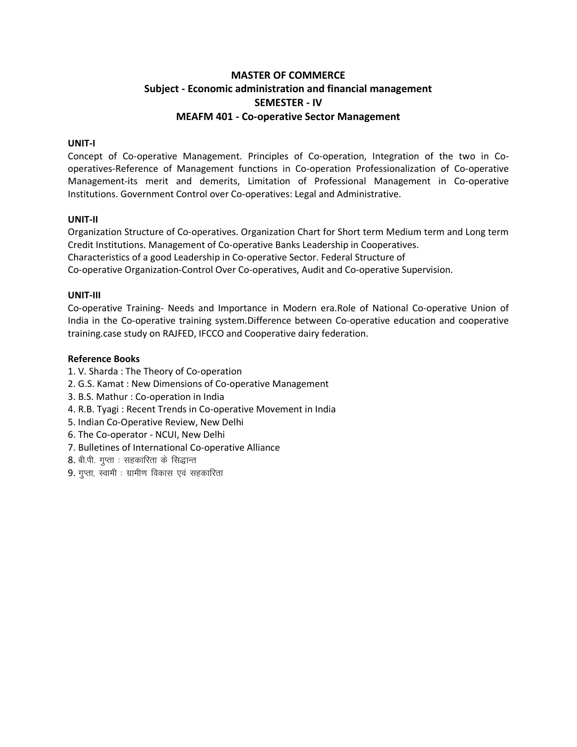# MASTER OF COMMERCE

## Subject - Economic administration and financial management

## SEMESTER - IV

## MEAFM 401 - Co-operative Sector Management

**UNIT-I**

Concept of Co-operative Management. Principles of Co-operation, Integration of the two in Co-operatives-Reference of Management functions in Co-operation Professionalization of Co-operative Management-its merit and demerits, Limitation of Professional Management in Co-operative Institutions. Government Control over Co-operatives: Legal and Administrative.

**UNIT-II**

Organization Structure of Co-operatives. Organization Chart for Short term Medium term and Long term Credit Institutions. Management of Co-operative Banks Leadership in Cooperatives.
Characteristics of a good Leadership in Co-operative Sector. Federal Structure of
Co-operative Organization-Control Over Co-operatives, Audit and Co-operative Supervision.

**UNIT-III**

Co-operative Training- Needs and Importance in Modern era.Role of National Co-operative Union of India in the Co-operative training system.Difference between Co-operative education and cooperative training.case study on RAJFED, IFCCO and Cooperative dairy federation.

**Reference Books**

1. V. Sharda : The Theory of Co-operation
2. G.S. Kamat : New Dimensions of Co-operative Management
3. B.S. Mathur : Co-operation in India
4. R.B. Tyagi : Recent Trends in Co-operative Movement in India
5. Indian Co-Operative Review, New Delhi
6. The Co-operator - NCUI, New Delhi
7. Bulletines of International Co-operative Alliance
8. बी.पी. गुप्ता : सहकारिता के सिद्धान्त
9. गुप्ता, स्वामी : ग्रामीण विकास एवं सहकारिता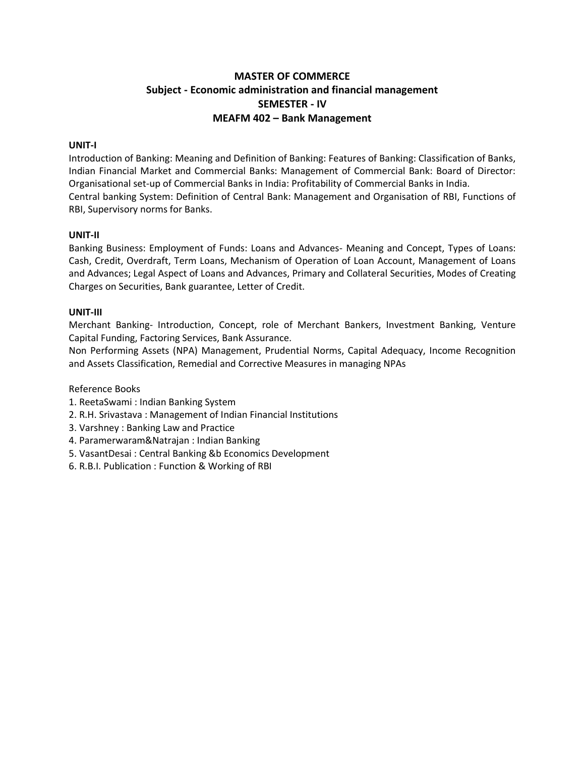# MASTER OF COMMERCE
## Subject - Economic administration and financial management
## SEMESTER - IV
## MEAFM 402 – Bank Management

**UNIT-I**

Introduction of Banking: Meaning and Definition of Banking: Features of Banking: Classification of Banks, Indian Financial Market and Commercial Banks: Management of Commercial Bank: Board of Director: Organisational set-up of Commercial Banks in India: Profitability of Commercial Banks in India.
Central banking System: Definition of Central Bank: Management and Organisation of RBI, Functions of RBI, Supervisory norms for Banks.

**UNIT-II**

Banking Business: Employment of Funds: Loans and Advances- Meaning and Concept, Types of Loans: Cash, Credit, Overdraft, Term Loans, Mechanism of Operation of Loan Account, Management of Loans and Advances; Legal Aspect of Loans and Advances, Primary and Collateral Securities, Modes of Creating Charges on Securities, Bank guarantee, Letter of Credit.

**UNIT-III**

Merchant Banking- Introduction, Concept, role of Merchant Bankers, Investment Banking, Venture Capital Funding, Factoring Services, Bank Assurance.
Non Performing Assets (NPA) Management, Prudential Norms, Capital Adequacy, Income Recognition and Assets Classification, Remedial and Corrective Measures in managing NPAs

Reference Books

1. ReetaSwami : Indian Banking System
2. R.H. Srivastava : Management of Indian Financial Institutions
3. Varshney : Banking Law and Practice
4. Paramerwaram&Natrajan : Indian Banking
5. VasantDesai : Central Banking &b Economics Development
6. R.B.I. Publication : Function & Working of RBI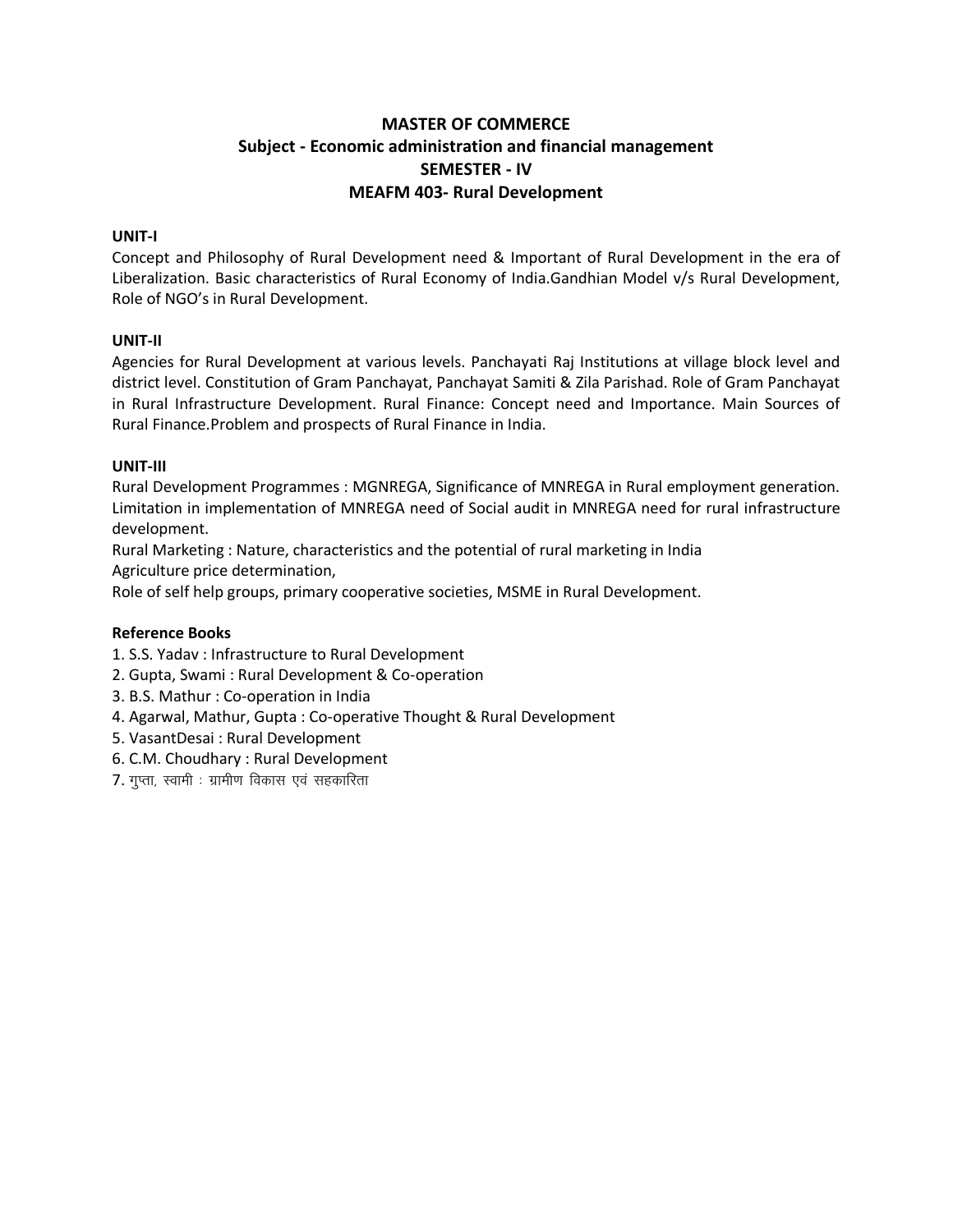# MASTER OF COMMERCE
## Subject - Economic administration and financial management
## SEMESTER - IV
## MEAFM 403- Rural Development

**UNIT-I**

Concept and Philosophy of Rural Development need & Important of Rural Development in the era of Liberalization. Basic characteristics of Rural Economy of India.Gandhian Model v/s Rural Development, Role of NGO's in Rural Development.

**UNIT-II**

Agencies for Rural Development at various levels. Panchayati Raj Institutions at village block level and district level. Constitution of Gram Panchayat, Panchayat Samiti & Zila Parishad. Role of Gram Panchayat in Rural Infrastructure Development. Rural Finance: Concept need and Importance. Main Sources of Rural Finance.Problem and prospects of Rural Finance in India.

**UNIT-III**

Rural Development Programmes : MGNREGA, Significance of MNREGA in Rural employment generation. Limitation in implementation of MNREGA need of Social audit in MNREGA need for rural infrastructure development.

Rural Marketing : Nature, characteristics and the potential of rural marketing in India

Agriculture price determination,

Role of self help groups, primary cooperative societies, MSME in Rural Development.

**Reference Books**

1. S.S. Yadav : Infrastructure to Rural Development
2. Gupta, Swami : Rural Development & Co-operation
3. B.S. Mathur : Co-operation in India
4. Agarwal, Mathur, Gupta : Co-operative Thought & Rural Development
5. VasantDesai : Rural Development
6. C.M. Choudhary : Rural Development
7. गुप्ता, स्वामी : ग्रामीण विकास एवं सहकारिता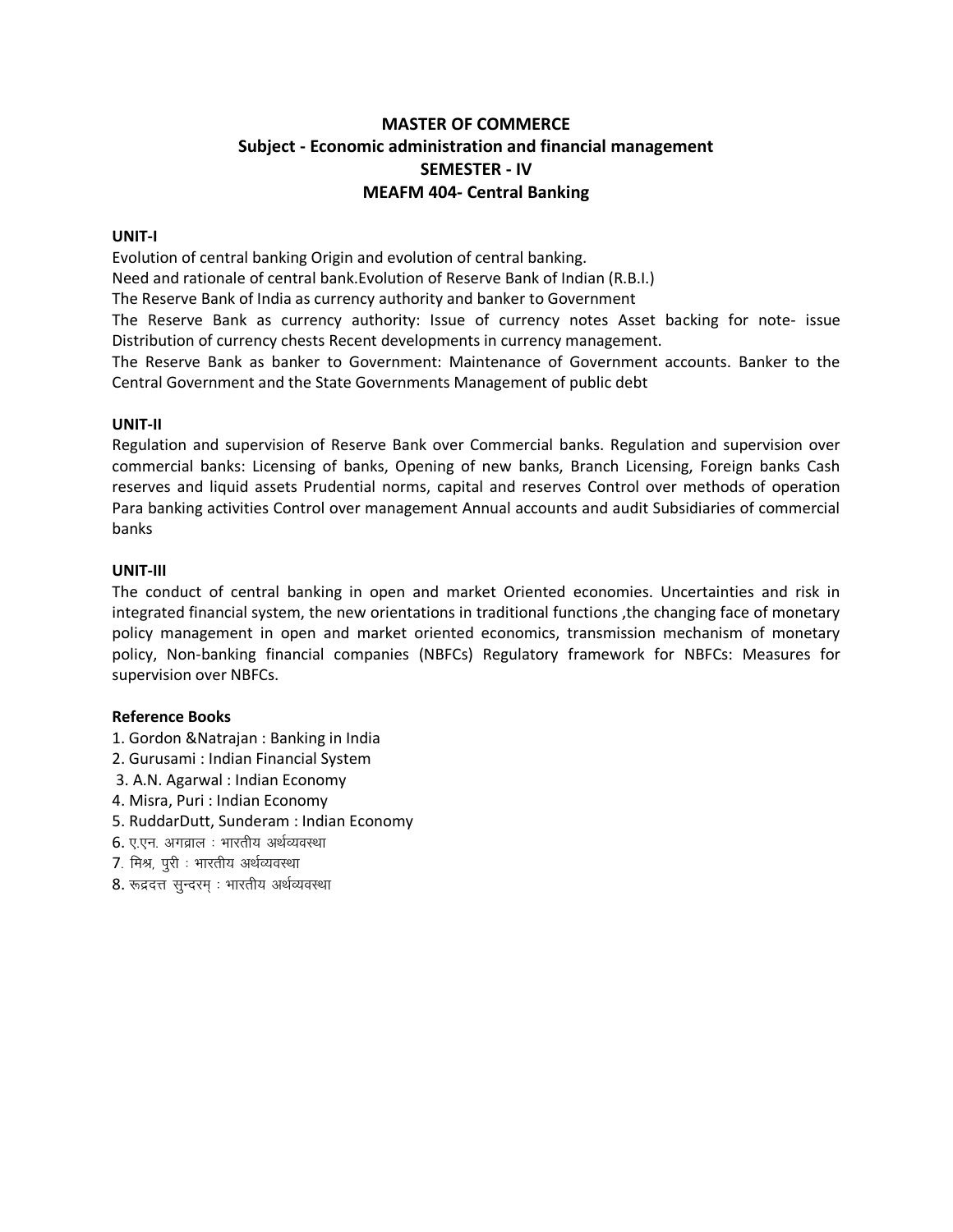# MASTER OF COMMERCE
## Subject - Economic administration and financial management
## SEMESTER - IV
## MEAFM 404- Central Banking

**UNIT-I**

Evolution of central banking Origin and evolution of central banking.

Need and rationale of central bank.Evolution of Reserve Bank of Indian (R.B.I.)

The Reserve Bank of India as currency authority and banker to Government

The Reserve Bank as currency authority: Issue of currency notes Asset backing for note- issue Distribution of currency chests Recent developments in currency management.

The Reserve Bank as banker to Government: Maintenance of Government accounts. Banker to the Central Government and the State Governments Management of public debt

**UNIT-II**

Regulation and supervision of Reserve Bank over Commercial banks. Regulation and supervision over commercial banks: Licensing of banks, Opening of new banks, Branch Licensing, Foreign banks Cash reserves and liquid assets Prudential norms, capital and reserves Control over methods of operation Para banking activities Control over management Annual accounts and audit Subsidiaries of commercial banks

**UNIT-III**

The conduct of central banking in open and market Oriented economies. Uncertainties and risk in integrated financial system, the new orientations in traditional functions ,the changing face of monetary policy management in open and market oriented economics, transmission mechanism of monetary policy, Non-banking financial companies (NBFCs) Regulatory framework for NBFCs: Measures for supervision over NBFCs.

**Reference Books**

1. Gordon &Natrajan : Banking in India
2. Gurusami : Indian Financial System
3. A.N. Agarwal : Indian Economy
4. Misra, Puri : Indian Economy
5. RuddarDutt, Sunderam : Indian Economy
6. ए.एन. अगवाल : भारतीय अर्थव्यवस्था
7. मिश्र, पुरी : भारतीय अर्थव्यवस्था
8. रूद्रदत्त सुन्दरम् : भारतीय अर्थव्यवस्था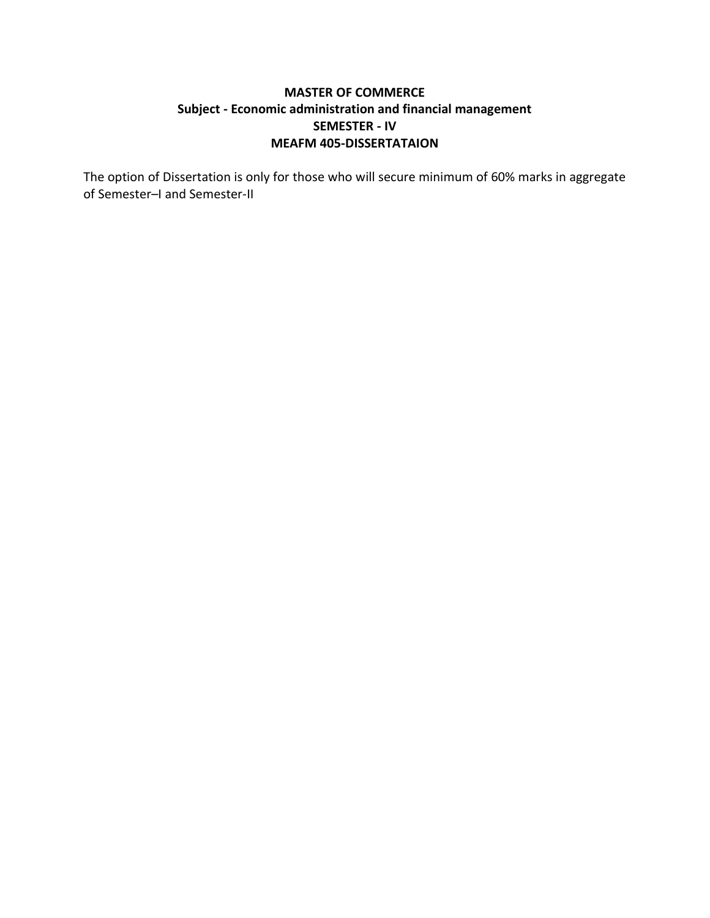**MASTER OF COMMERCE**

**Subject - Economic administration and financial management**

**SEMESTER - IV**

**MEAFM 405-DISSERTATAION**

The option of Dissertation is only for those who will secure minimum of 60% marks in aggregate of Semester–I and Semester-II